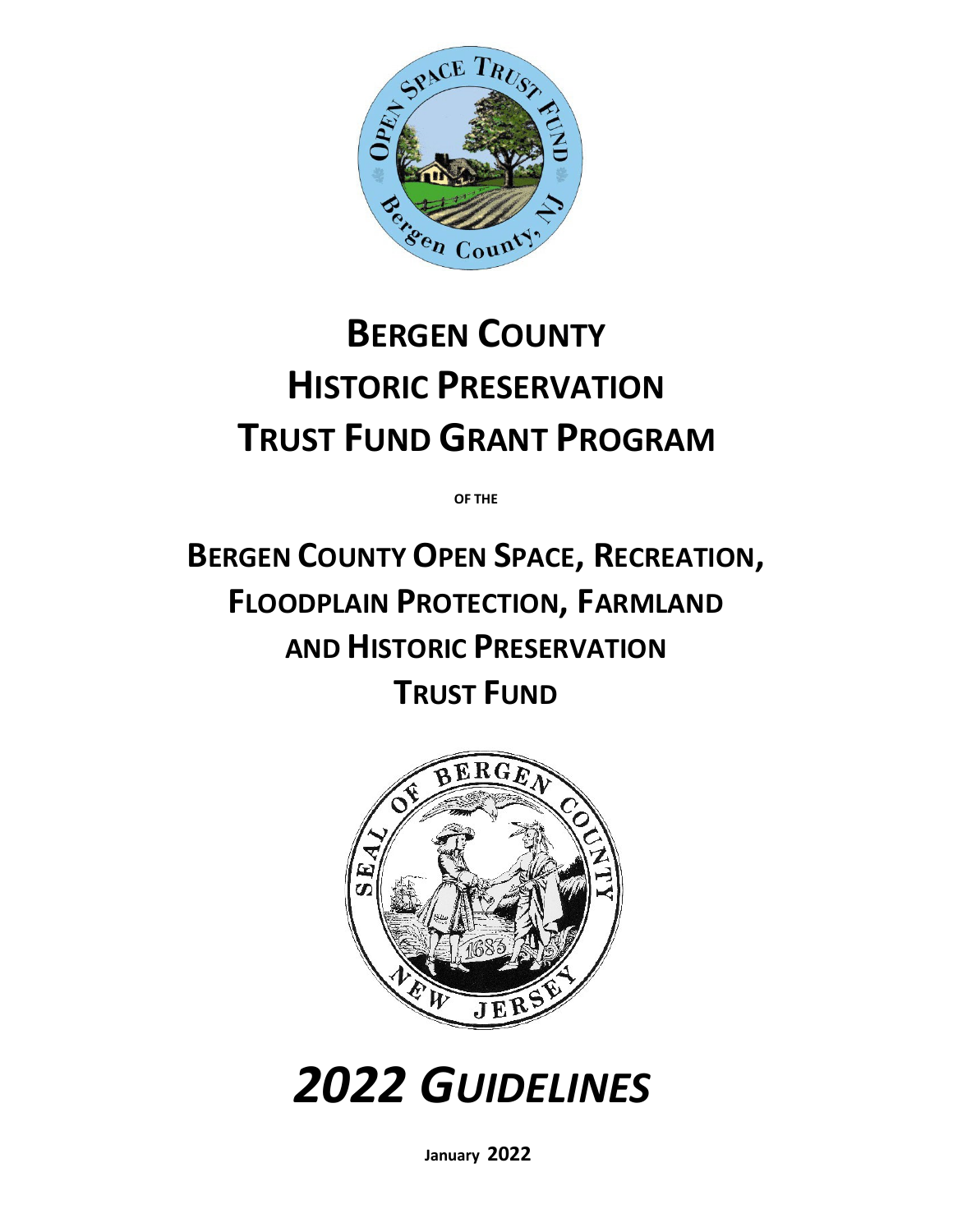# Bergen County Historic Preservation Trust Fund Grant Program

of the

# Bergen County Open Space, Recreation, Floodplain Protection, Farmland and Historic Preservation Trust Fund

# *2022 Guidelines*

January 2022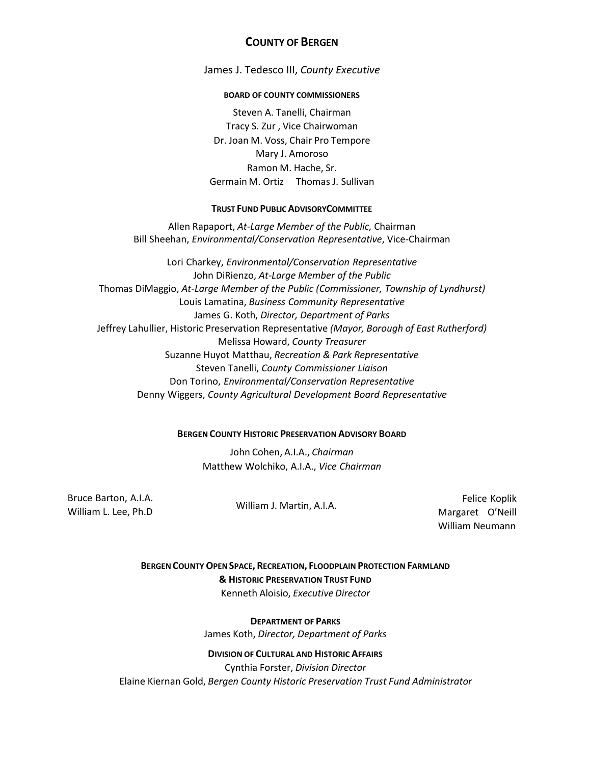# COUNTY OF BERGEN

James J. Tedesco III, *County Executive*

## BOARD OF COUNTY COMMISSIONERS

Steven A. Tanelli, Chairman
Tracy S. Zur , Vice Chairwoman
Dr. Joan M. Voss, Chair Pro Tempore
Mary J. Amoroso
Ramon M. Hache, Sr.
Germain M. Ortiz     Thomas J. Sullivan

## TRUST FUND PUBLIC ADVISORYCOMMITTEE

Allen Rapaport, *At-Large Member of the Public,* Chairman
Bill Sheehan, *Environmental/Conservation Representative*, Vice-Chairman

Lori Charkey, *Environmental/Conservation Representative*
John DiRienzo, *At-Large Member of the Public*
Thomas DiMaggio, *At-Large Member of the Public (Commissioner, Township of Lyndhurst)*
Louis Lamatina, *Business Community Representative*
James G. Koth, *Director, Department of Parks*
Jeffrey Lahullier, Historic Preservation Representative *(Mayor, Borough of East Rutherford)*
Melissa Howard, *County Treasurer*
Suzanne Huyot Matthau, *Recreation & Park Representative*
Steven Tanelli, *County Commissioner Liaison*
Don Torino, *Environmental/Conservation Representative*
Denny Wiggers, *County Agricultural Development Board Representative*

## BERGEN COUNTY HISTORIC PRESERVATION ADVISORY BOARD

John Cohen, A.I.A., *Chairman*
Matthew Wolchiko, A.I.A., *Vice Chairman*

Bruce Barton, A.I.A.
William L. Lee, Ph.D
William J. Martin, A.I.A.
Felice Koplik
Margaret O'Neill
William Neumann

## BERGEN COUNTY OPEN SPACE, RECREATION, FLOODPLAIN PROTECTION FARMLAND & HISTORIC PRESERVATION TRUST FUND

Kenneth Aloisio, *Executive Director*

## DEPARTMENT OF PARKS

James Koth, *Director, Department of Parks*

## DIVISION OF CULTURAL AND HISTORIC AFFAIRS

Cynthia Forster, *Division Director*
Elaine Kiernan Gold, *Bergen County Historic Preservation Trust Fund Administrator*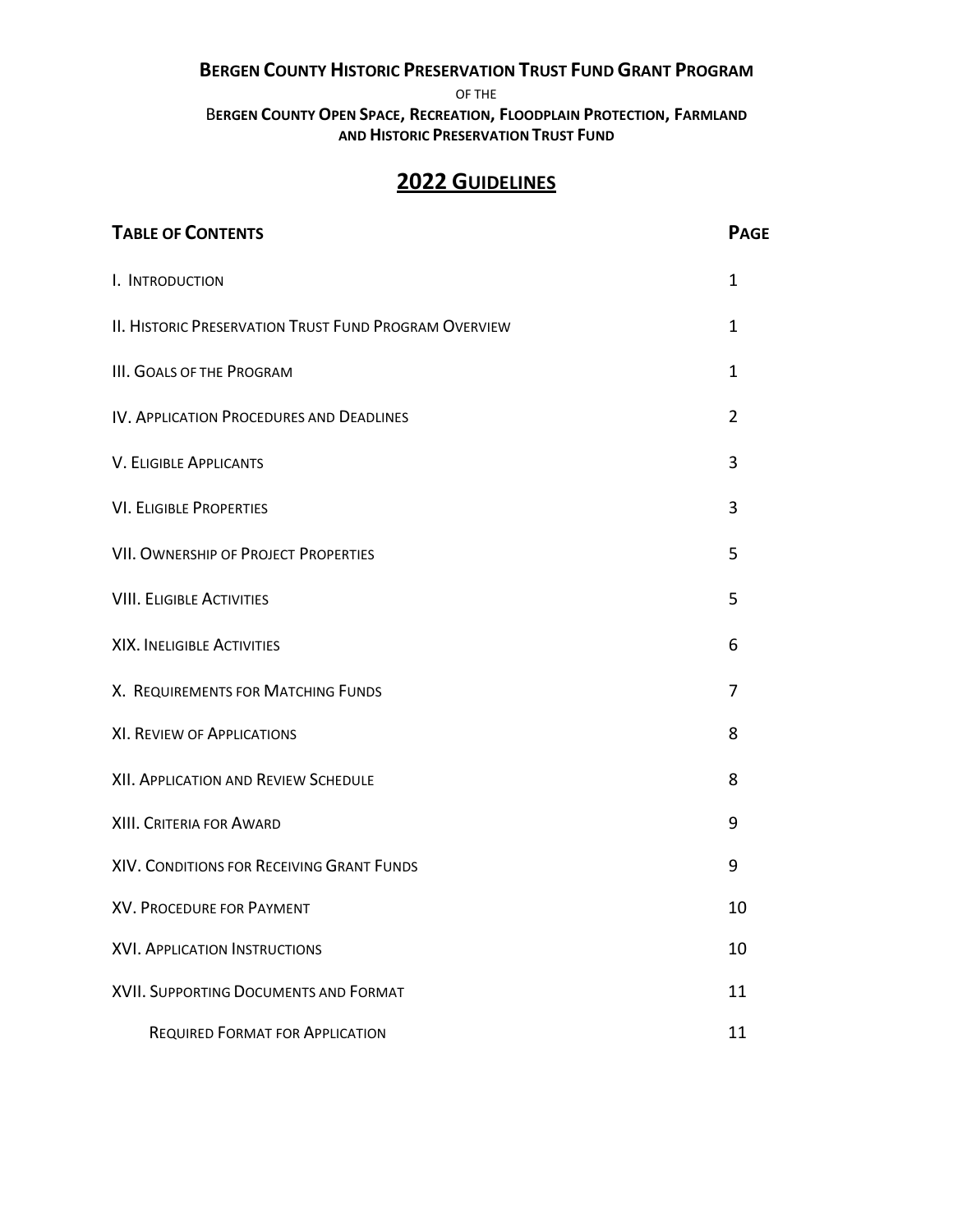**BERGEN COUNTY HISTORIC PRESERVATION TRUST FUND GRANT PROGRAM**

OF THE

**BERGEN COUNTY OPEN SPACE, RECREATION, FLOODPLAIN PROTECTION, FARMLAND AND HISTORIC PRESERVATION TRUST FUND**

# 2022 GUIDELINES

| TABLE OF CONTENTS | PAGE |
|---|---|
| I. INTRODUCTION | 1 |
| II. HISTORIC PRESERVATION TRUST FUND PROGRAM OVERVIEW | 1 |
| III. GOALS OF THE PROGRAM | 1 |
| IV. APPLICATION PROCEDURES AND DEADLINES | 2 |
| V. ELIGIBLE APPLICANTS | 3 |
| VI. ELIGIBLE PROPERTIES | 3 |
| VII. OWNERSHIP OF PROJECT PROPERTIES | 5 |
| VIII. ELIGIBLE ACTIVITIES | 5 |
| XIX. INELIGIBLE ACTIVITIES | 6 |
| X. REQUIREMENTS FOR MATCHING FUNDS | 7 |
| XI. REVIEW OF APPLICATIONS | 8 |
| XII. APPLICATION AND REVIEW SCHEDULE | 8 |
| XIII. CRITERIA FOR AWARD | 9 |
| XIV. CONDITIONS FOR RECEIVING GRANT FUNDS | 9 |
| XV. PROCEDURE FOR PAYMENT | 10 |
| XVI. APPLICATION INSTRUCTIONS | 10 |
| XVII. SUPPORTING DOCUMENTS AND FORMAT | 11 |
| REQUIRED FORMAT FOR APPLICATION | 11 |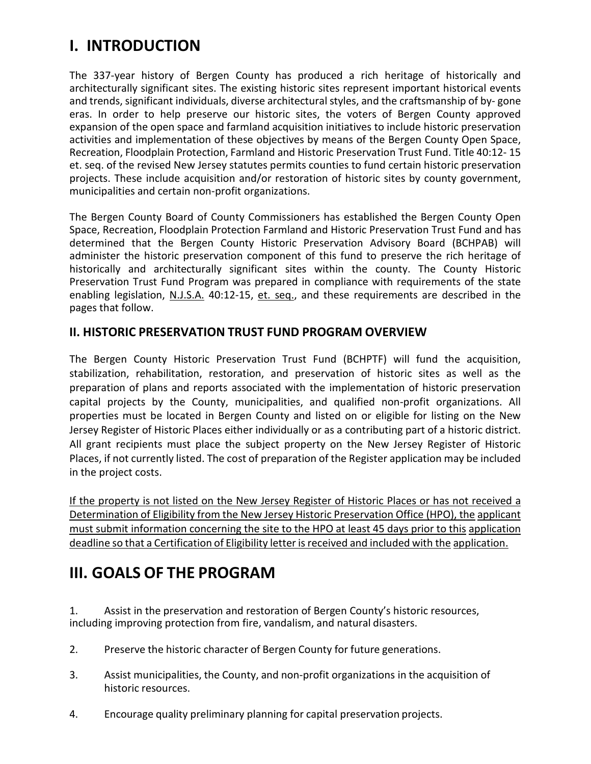# I. INTRODUCTION

The 337-year history of Bergen County has produced a rich heritage of historically and architecturally significant sites. The existing historic sites represent important historical events and trends, significant individuals, diverse architectural styles, and the craftsmanship of by- gone eras. In order to help preserve our historic sites, the voters of Bergen County approved expansion of the open space and farmland acquisition initiatives to include historic preservation activities and implementation of these objectives by means of the Bergen County Open Space, Recreation, Floodplain Protection, Farmland and Historic Preservation Trust Fund. Title 40:12- 15 et. seq. of the revised New Jersey statutes permits counties to fund certain historic preservation projects. These include acquisition and/or restoration of historic sites by county government, municipalities and certain non-profit organizations.

The Bergen County Board of County Commissioners has established the Bergen County Open Space, Recreation, Floodplain Protection Farmland and Historic Preservation Trust Fund and has determined that the Bergen County Historic Preservation Advisory Board (BCHPAB) will administer the historic preservation component of this fund to preserve the rich heritage of historically and architecturally significant sites within the county. The County Historic Preservation Trust Fund Program was prepared in compliance with requirements of the state enabling legislation, <u>N.J.S.A.</u> 40:12-15, <u>et. seq.</u>, and these requirements are described in the pages that follow.

### II. HISTORIC PRESERVATION TRUST FUND PROGRAM OVERVIEW

The Bergen County Historic Preservation Trust Fund (BCHPTF) will fund the acquisition, stabilization, rehabilitation, restoration, and preservation of historic sites as well as the preparation of plans and reports associated with the implementation of historic preservation capital projects by the County, municipalities, and qualified non-profit organizations. All properties must be located in Bergen County and listed on or eligible for listing on the New Jersey Register of Historic Places either individually or as a contributing part of a historic district. All grant recipients must place the subject property on the New Jersey Register of Historic Places, if not currently listed. The cost of preparation of the Register application may be included in the project costs.

<u>If the property is not listed on the New Jersey Register of Historic Places or has not received a Determination of Eligibility from the New Jersey Historic Preservation Office (HPO), the applicant must submit information concerning the site to the HPO at least 45 days prior to this application deadline so that a Certification of Eligibility letter is received and included with the application.</u>

# III. GOALS OF THE PROGRAM

1. Assist in the preservation and restoration of Bergen County's historic resources, including improving protection from fire, vandalism, and natural disasters.
2. Preserve the historic character of Bergen County for future generations.
3. Assist municipalities, the County, and non-profit organizations in the acquisition of historic resources.
4. Encourage quality preliminary planning for capital preservation projects.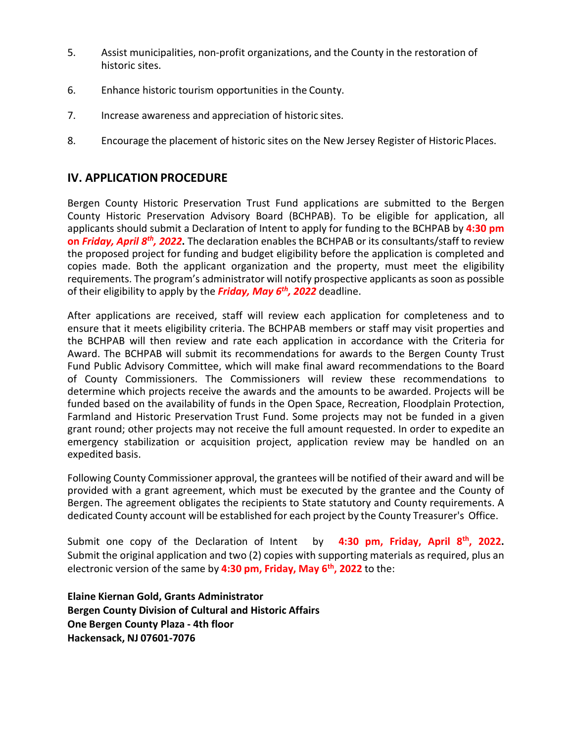5. Assist municipalities, non-profit organizations, and the County in the restoration of historic sites.

6. Enhance historic tourism opportunities in the County.

7. Increase awareness and appreciation of historic sites.

8. Encourage the placement of historic sites on the New Jersey Register of Historic Places.

## IV. APPLICATION PROCEDURE

Bergen County Historic Preservation Trust Fund applications are submitted to the Bergen County Historic Preservation Advisory Board (BCHPAB). To be eligible for application, all applicants should submit a Declaration of Intent to apply for funding to the BCHPAB by **4:30 pm on *Friday, April 8th, 2022*.** The declaration enables the BCHPAB or its consultants/staff to review the proposed project for funding and budget eligibility before the application is completed and copies made. Both the applicant organization and the property, must meet the eligibility requirements. The program's administrator will notify prospective applicants as soon as possible of their eligibility to apply by the ***Friday, May 6th, 2022*** deadline.

After applications are received, staff will review each application for completeness and to ensure that it meets eligibility criteria. The BCHPAB members or staff may visit properties and the BCHPAB will then review and rate each application in accordance with the Criteria for Award. The BCHPAB will submit its recommendations for awards to the Bergen County Trust Fund Public Advisory Committee, which will make final award recommendations to the Board of County Commissioners. The Commissioners will review these recommendations to determine which projects receive the awards and the amounts to be awarded. Projects will be funded based on the availability of funds in the Open Space, Recreation, Floodplain Protection, Farmland and Historic Preservation Trust Fund. Some projects may not be funded in a given grant round; other projects may not receive the full amount requested. In order to expedite an emergency stabilization or acquisition project, application review may be handled on an expedited basis.

Following County Commissioner approval, the grantees will be notified of their award and will be provided with a grant agreement, which must be executed by the grantee and the County of Bergen. The agreement obligates the recipients to State statutory and County requirements. A dedicated County account will be established for each project by the County Treasurer's Office.

Submit one copy of the Declaration of Intent by **4:30 pm, Friday, April 8th, 2022.** Submit the original application and two (2) copies with supporting materials as required, plus an electronic version of the same by **4:30 pm, Friday, May 6th, 2022** to the:

**Elaine Kiernan Gold, Grants Administrator**
**Bergen County Division of Cultural and Historic Affairs**
**One Bergen County Plaza - 4th floor**
**Hackensack, NJ 07601-7076**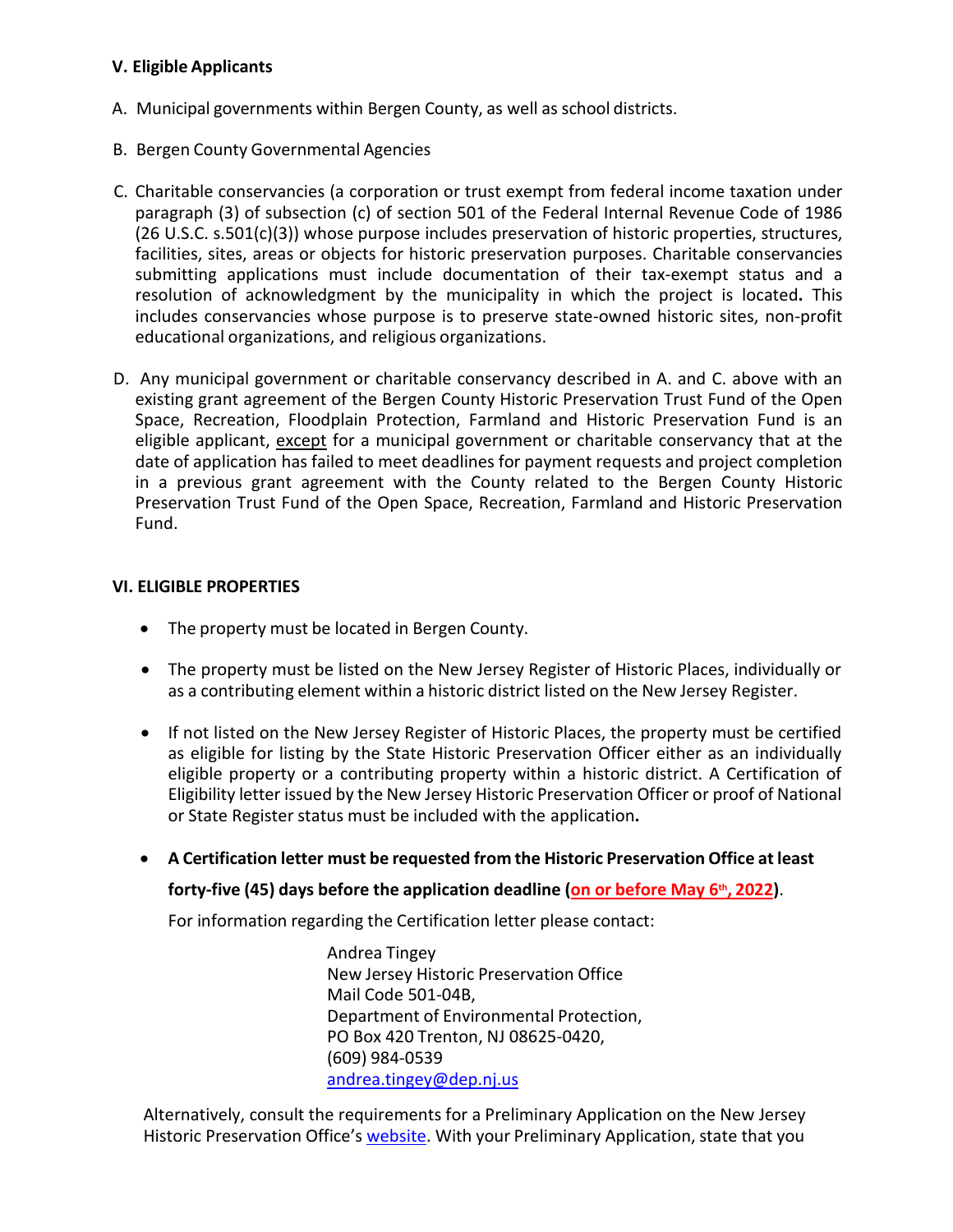**V. Eligible Applicants**

A. Municipal governments within Bergen County, as well as school districts.

B. Bergen County Governmental Agencies

C. Charitable conservancies (a corporation or trust exempt from federal income taxation under paragraph (3) of subsection (c) of section 501 of the Federal Internal Revenue Code of 1986 (26 U.S.C. s.501(c)(3)) whose purpose includes preservation of historic properties, structures, facilities, sites, areas or objects for historic preservation purposes. Charitable conservancies submitting applications must include documentation of their tax-exempt status and a resolution of acknowledgment by the municipality in which the project is located**.** This includes conservancies whose purpose is to preserve state-owned historic sites, non-profit educational organizations, and religious organizations.

D. Any municipal government or charitable conservancy described in A. and C. above with an existing grant agreement of the Bergen County Historic Preservation Trust Fund of the Open Space, Recreation, Floodplain Protection, Farmland and Historic Preservation Fund is an eligible applicant, except for a municipal government or charitable conservancy that at the date of application has failed to meet deadlines for payment requests and project completion in a previous grant agreement with the County related to the Bergen County Historic Preservation Trust Fund of the Open Space, Recreation, Farmland and Historic Preservation Fund.

**VI. ELIGIBLE PROPERTIES**

- The property must be located in Bergen County.
- The property must be listed on the New Jersey Register of Historic Places, individually or as a contributing element within a historic district listed on the New Jersey Register.
- If not listed on the New Jersey Register of Historic Places, the property must be certified as eligible for listing by the State Historic Preservation Officer either as an individually eligible property or a contributing property within a historic district. A Certification of Eligibility letter issued by the New Jersey Historic Preservation Officer or proof of National or State Register status must be included with the application**.**
- **A Certification letter must be requested from the Historic Preservation Office at least forty-five (45) days before the application deadline (on or before May 6th, 2022)**.

  For information regarding the Certification letter please contact:

  Andrea Tingey
  New Jersey Historic Preservation Office
  Mail Code 501-04B,
  Department of Environmental Protection,
  PO Box 420 Trenton, NJ 08625-0420,
  (609) 984-0539
  andrea.tingey@dep.nj.us

Alternatively, consult the requirements for a Preliminary Application on the New Jersey Historic Preservation Office's website. With your Preliminary Application, state that you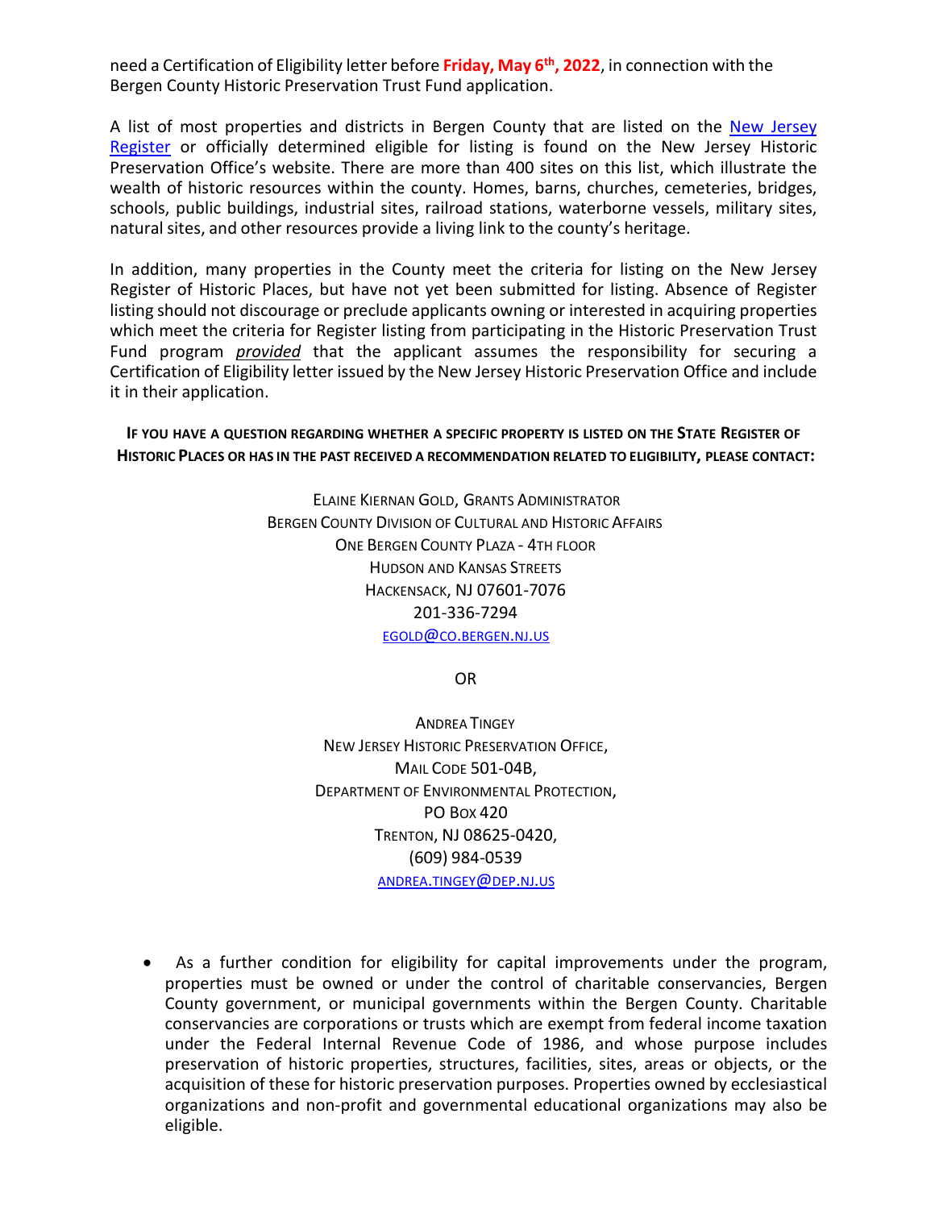need a Certification of Eligibility letter before **Friday, May 6th, 2022**, in connection with the Bergen County Historic Preservation Trust Fund application.

A list of most properties and districts in Bergen County that are listed on the [New Jersey Register](#) or officially determined eligible for listing is found on the New Jersey Historic Preservation Office's website. There are more than 400 sites on this list, which illustrate the wealth of historic resources within the county. Homes, barns, churches, cemeteries, bridges, schools, public buildings, industrial sites, railroad stations, waterborne vessels, military sites, natural sites, and other resources provide a living link to the county's heritage.

In addition, many properties in the County meet the criteria for listing on the New Jersey Register of Historic Places, but have not yet been submitted for listing. Absence of Register listing should not discourage or preclude applicants owning or interested in acquiring properties which meet the criteria for Register listing from participating in the Historic Preservation Trust Fund program ***provided*** that the applicant assumes the responsibility for securing a Certification of Eligibility letter issued by the New Jersey Historic Preservation Office and include it in their application.

**IF YOU HAVE A QUESTION REGARDING WHETHER A SPECIFIC PROPERTY IS LISTED ON THE STATE REGISTER OF HISTORIC PLACES OR HAS IN THE PAST RECEIVED A RECOMMENDATION RELATED TO ELIGIBILITY, PLEASE CONTACT:**

ELAINE KIERNAN GOLD, GRANTS ADMINISTRATOR
BERGEN COUNTY DIVISION OF CULTURAL AND HISTORIC AFFAIRS
ONE BERGEN COUNTY PLAZA - 4TH FLOOR
HUDSON AND KANSAS STREETS
HACKENSACK, NJ 07601-7076
201-336-7294
EGOLD@CO.BERGEN.NJ.US

OR

ANDREA TINGEY
NEW JERSEY HISTORIC PRESERVATION OFFICE,
MAIL CODE 501-04B,
DEPARTMENT OF ENVIRONMENTAL PROTECTION,
PO BOX 420
TRENTON, NJ 08625-0420,
(609) 984-0539
ANDREA.TINGEY@DEP.NJ.US

- As a further condition for eligibility for capital improvements under the program, properties must be owned or under the control of charitable conservancies, Bergen County government, or municipal governments within the Bergen County. Charitable conservancies are corporations or trusts which are exempt from federal income taxation under the Federal Internal Revenue Code of 1986, and whose purpose includes preservation of historic properties, structures, facilities, sites, areas or objects, or the acquisition of these for historic preservation purposes. Properties owned by ecclesiastical organizations and non-profit and governmental educational organizations may also be eligible.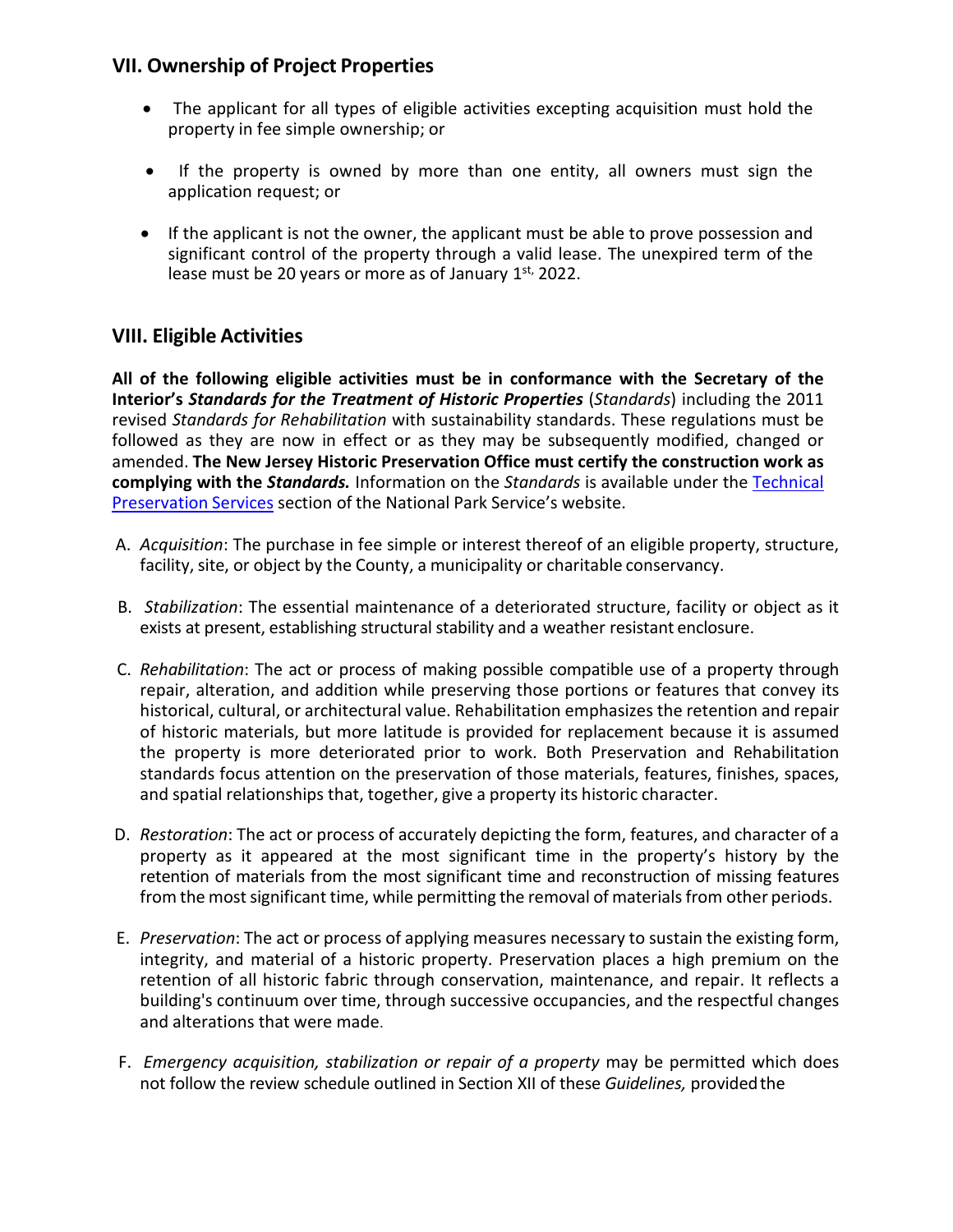## VII. Ownership of Project Properties

- The applicant for all types of eligible activities excepting acquisition must hold the property in fee simple ownership; or
- If the property is owned by more than one entity, all owners must sign the application request; or
- If the applicant is not the owner, the applicant must be able to prove possession and significant control of the property through a valid lease. The unexpired term of the lease must be 20 years or more as of January 1st, 2022.

## VIII. Eligible Activities

**All of the following eligible activities must be in conformance with the Secretary of the Interior's *Standards for the Treatment of Historic Properties*** (*Standards*) including the 2011 revised *Standards for Rehabilitation* with sustainability standards. These regulations must be followed as they are now in effect or as they may be subsequently modified, changed or amended. **The New Jersey Historic Preservation Office must certify the construction work as complying with the *Standards.*** Information on the *Standards* is available under the [Technical Preservation Services] section of the National Park Service's website.

A. *Acquisition*: The purchase in fee simple or interest thereof of an eligible property, structure, facility, site, or object by the County, a municipality or charitable conservancy.

B. *Stabilization*: The essential maintenance of a deteriorated structure, facility or object as it exists at present, establishing structural stability and a weather resistant enclosure.

C. *Rehabilitation*: The act or process of making possible compatible use of a property through repair, alteration, and addition while preserving those portions or features that convey its historical, cultural, or architectural value. Rehabilitation emphasizes the retention and repair of historic materials, but more latitude is provided for replacement because it is assumed the property is more deteriorated prior to work. Both Preservation and Rehabilitation standards focus attention on the preservation of those materials, features, finishes, spaces, and spatial relationships that, together, give a property its historic character.

D. *Restoration*: The act or process of accurately depicting the form, features, and character of a property as it appeared at the most significant time in the property's history by the retention of materials from the most significant time and reconstruction of missing features from the most significant time, while permitting the removal of materials from other periods.

E. *Preservation*: The act or process of applying measures necessary to sustain the existing form, integrity, and material of a historic property. Preservation places a high premium on the retention of all historic fabric through conservation, maintenance, and repair. It reflects a building's continuum over time, through successive occupancies, and the respectful changes and alterations that were made.

F. *Emergency acquisition, stabilization or repair of a property* may be permitted which does not follow the review schedule outlined in Section XII of these *Guidelines,* provided the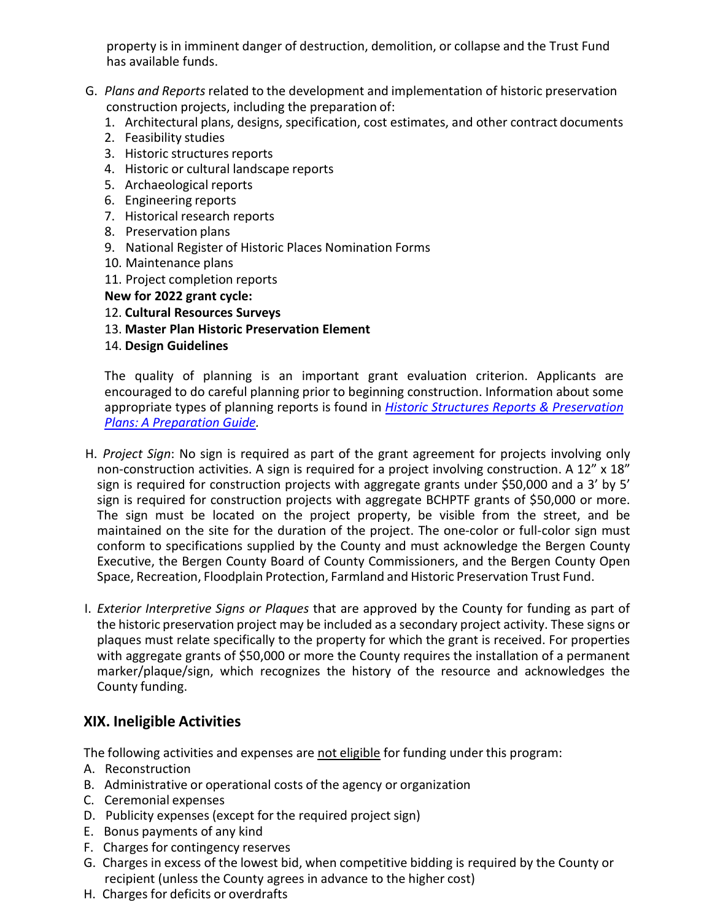property is in imminent danger of destruction, demolition, or collapse and the Trust Fund has available funds.

G. *Plans and Reports* related to the development and implementation of historic preservation construction projects, including the preparation of:
   1. Architectural plans, designs, specification, cost estimates, and other contract documents
   2. Feasibility studies
   3. Historic structures reports
   4. Historic or cultural landscape reports
   5. Archaeological reports
   6. Engineering reports
   7. Historical research reports
   8. Preservation plans
   9. National Register of Historic Places Nomination Forms
   10. Maintenance plans
   11. Project completion reports

   **New for 2022 grant cycle:**

   12. **Cultural Resources Surveys**
   13. **Master Plan Historic Preservation Element**
   14. **Design Guidelines**

   The quality of planning is an important grant evaluation criterion. Applicants are encouraged to do careful planning prior to beginning construction. Information about some appropriate types of planning reports is found in *[Historic Structures Reports & Preservation Plans: A Preparation Guide](#)*.

H. *Project Sign*: No sign is required as part of the grant agreement for projects involving only non-construction activities. A sign is required for a project involving construction. A 12" x 18" sign is required for construction projects with aggregate grants under $50,000 and a 3' by 5' sign is required for construction projects with aggregate BCHPTF grants of $50,000 or more. The sign must be located on the project property, be visible from the street, and be maintained on the site for the duration of the project. The one-color or full-color sign must conform to specifications supplied by the County and must acknowledge the Bergen County Executive, the Bergen County Board of County Commissioners, and the Bergen County Open Space, Recreation, Floodplain Protection, Farmland and Historic Preservation Trust Fund.

I. *Exterior Interpretive Signs or Plaques* that are approved by the County for funding as part of the historic preservation project may be included as a secondary project activity. These signs or plaques must relate specifically to the property for which the grant is received. For properties with aggregate grants of $50,000 or more the County requires the installation of a permanent marker/plaque/sign, which recognizes the history of the resource and acknowledges the County funding.

## XIX. Ineligible Activities

The following activities and expenses are <u>not eligible</u> for funding under this program:

A. Reconstruction
B. Administrative or operational costs of the agency or organization
C. Ceremonial expenses
D. Publicity expenses (except for the required project sign)
E. Bonus payments of any kind
F. Charges for contingency reserves
G. Charges in excess of the lowest bid, when competitive bidding is required by the County or recipient (unless the County agrees in advance to the higher cost)
H. Charges for deficits or overdrafts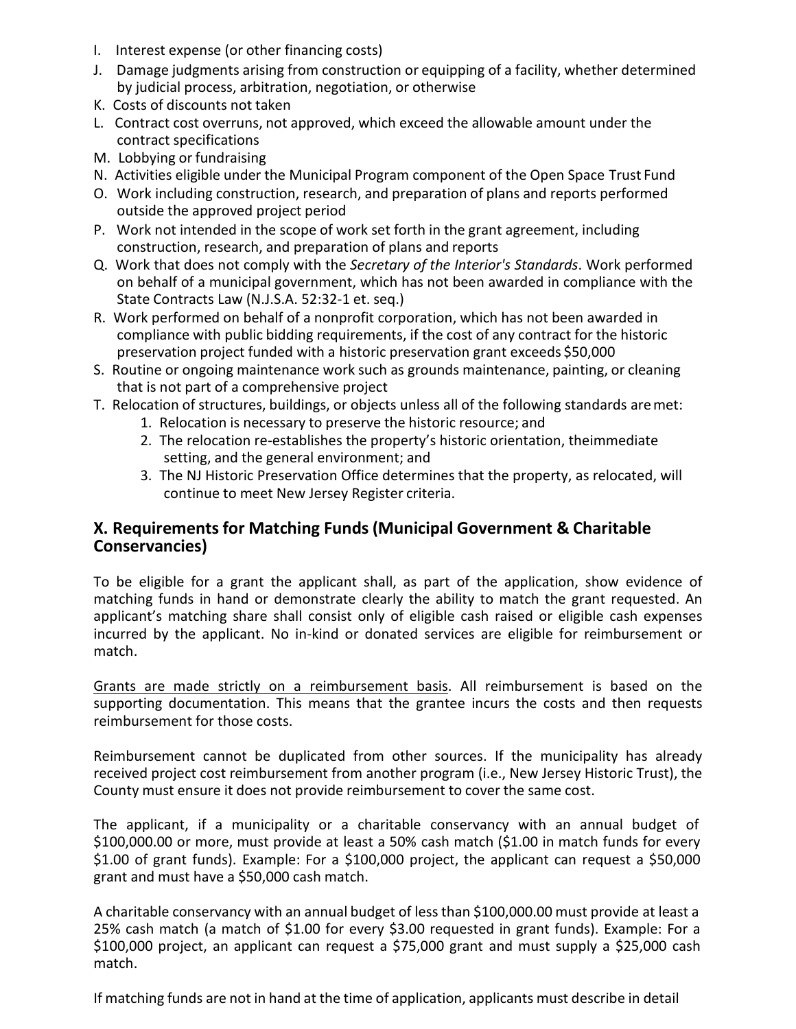I. Interest expense (or other financing costs)
J. Damage judgments arising from construction or equipping of a facility, whether determined by judicial process, arbitration, negotiation, or otherwise
K. Costs of discounts not taken
L. Contract cost overruns, not approved, which exceed the allowable amount under the contract specifications
M. Lobbying or fundraising
N. Activities eligible under the Municipal Program component of the Open Space Trust Fund
O. Work including construction, research, and preparation of plans and reports performed outside the approved project period
P. Work not intended in the scope of work set forth in the grant agreement, including construction, research, and preparation of plans and reports
Q. Work that does not comply with the *Secretary of the Interior's Standards*. Work performed on behalf of a municipal government, which has not been awarded in compliance with the State Contracts Law (N.J.S.A. 52:32-1 et. seq.)
R. Work performed on behalf of a nonprofit corporation, which has not been awarded in compliance with public bidding requirements, if the cost of any contract for the historic preservation project funded with a historic preservation grant exceeds $50,000
S. Routine or ongoing maintenance work such as grounds maintenance, painting, or cleaning that is not part of a comprehensive project
T. Relocation of structures, buildings, or objects unless all of the following standards are met:
    1. Relocation is necessary to preserve the historic resource; and
    2. The relocation re-establishes the property's historic orientation, theimmediate setting, and the general environment; and
    3. The NJ Historic Preservation Office determines that the property, as relocated, will continue to meet New Jersey Register criteria.

## X. Requirements for Matching Funds (Municipal Government & Charitable Conservancies)

To be eligible for a grant the applicant shall, as part of the application, show evidence of matching funds in hand or demonstrate clearly the ability to match the grant requested. An applicant's matching share shall consist only of eligible cash raised or eligible cash expenses incurred by the applicant. No in-kind or donated services are eligible for reimbursement or match.

Grants are made strictly on a reimbursement basis. All reimbursement is based on the supporting documentation. This means that the grantee incurs the costs and then requests reimbursement for those costs.

Reimbursement cannot be duplicated from other sources. If the municipality has already received project cost reimbursement from another program (i.e., New Jersey Historic Trust), the County must ensure it does not provide reimbursement to cover the same cost.

The applicant, if a municipality or a charitable conservancy with an annual budget of $100,000.00 or more, must provide at least a 50% cash match ($1.00 in match funds for every $1.00 of grant funds). Example: For a $100,000 project, the applicant can request a $50,000 grant and must have a $50,000 cash match.

A charitable conservancy with an annual budget of less than $100,000.00 must provide at least a 25% cash match (a match of $1.00 for every $3.00 requested in grant funds). Example: For a $100,000 project, an applicant can request a $75,000 grant and must supply a $25,000 cash match.

If matching funds are not in hand at the time of application, applicants must describe in detail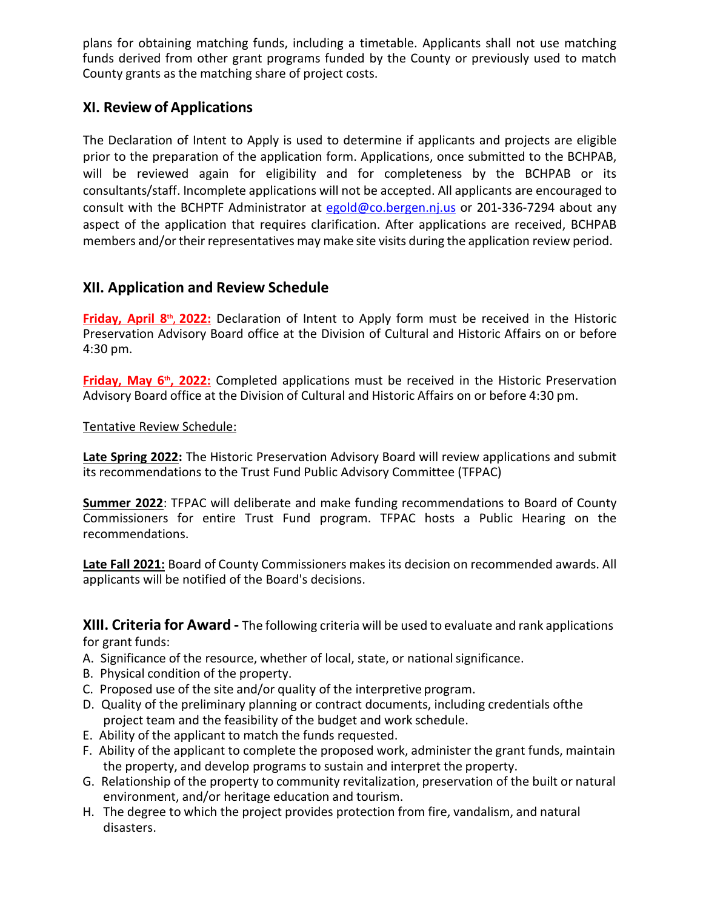plans for obtaining matching funds, including a timetable. Applicants shall not use matching funds derived from other grant programs funded by the County or previously used to match County grants as the matching share of project costs.

## XI. Review of Applications

The Declaration of Intent to Apply is used to determine if applicants and projects are eligible prior to the preparation of the application form. Applications, once submitted to the BCHPAB, will be reviewed again for eligibility and for completeness by the BCHPAB or its consultants/staff. Incomplete applications will not be accepted. All applicants are encouraged to consult with the BCHPTF Administrator at egold@co.bergen.nj.us or 201-336-7294 about any aspect of the application that requires clarification. After applications are received, BCHPAB members and/or their representatives may make site visits during the application review period.

## XII. Application and Review Schedule

**Friday, April 8th, 2022:** Declaration of Intent to Apply form must be received in the Historic Preservation Advisory Board office at the Division of Cultural and Historic Affairs on or before 4:30 pm.

**Friday, May 6th, 2022:** Completed applications must be received in the Historic Preservation Advisory Board office at the Division of Cultural and Historic Affairs on or before 4:30 pm.

Tentative Review Schedule:

**Late Spring 2022:** The Historic Preservation Advisory Board will review applications and submit its recommendations to the Trust Fund Public Advisory Committee (TFPAC)

**Summer 2022**: TFPAC will deliberate and make funding recommendations to Board of County Commissioners for entire Trust Fund program. TFPAC hosts a Public Hearing on the recommendations.

**Late Fall 2021:** Board of County Commissioners makes its decision on recommended awards. All applicants will be notified of the Board's decisions.

## XIII. Criteria for Award - The following criteria will be used to evaluate and rank applications for grant funds:

A. Significance of the resource, whether of local, state, or national significance.
B. Physical condition of the property.
C. Proposed use of the site and/or quality of the interpretive program.
D. Quality of the preliminary planning or contract documents, including credentials ofthe project team and the feasibility of the budget and work schedule.
E. Ability of the applicant to match the funds requested.
F. Ability of the applicant to complete the proposed work, administer the grant funds, maintain the property, and develop programs to sustain and interpret the property.
G. Relationship of the property to community revitalization, preservation of the built or natural environment, and/or heritage education and tourism.
H. The degree to which the project provides protection from fire, vandalism, and natural disasters.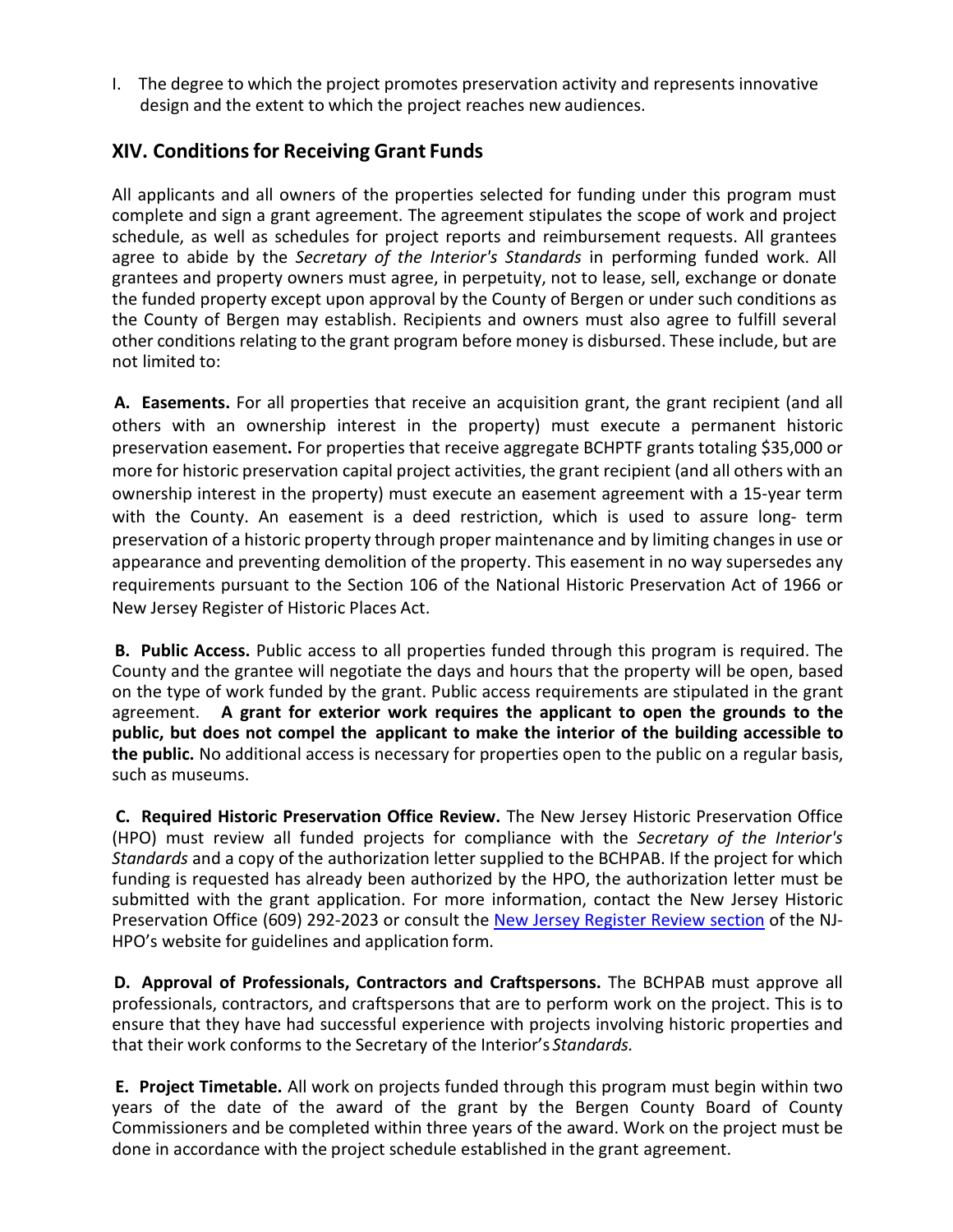I. The degree to which the project promotes preservation activity and represents innovative design and the extent to which the project reaches new audiences.

## XIV. Conditions for Receiving Grant Funds

All applicants and all owners of the properties selected for funding under this program must complete and sign a grant agreement. The agreement stipulates the scope of work and project schedule, as well as schedules for project reports and reimbursement requests. All grantees agree to abide by the *Secretary of the Interior's Standards* in performing funded work. All grantees and property owners must agree, in perpetuity, not to lease, sell, exchange or donate the funded property except upon approval by the County of Bergen or under such conditions as the County of Bergen may establish. Recipients and owners must also agree to fulfill several other conditions relating to the grant program before money is disbursed. These include, but are not limited to:

**A. Easements.** For all properties that receive an acquisition grant, the grant recipient (and all others with an ownership interest in the property) must execute a permanent historic preservation easement**.** For properties that receive aggregate BCHPTF grants totaling $35,000 or more for historic preservation capital project activities, the grant recipient (and all others with an ownership interest in the property) must execute an easement agreement with a 15-year term with the County. An easement is a deed restriction, which is used to assure long- term preservation of a historic property through proper maintenance and by limiting changes in use or appearance and preventing demolition of the property. This easement in no way supersedes any requirements pursuant to the Section 106 of the National Historic Preservation Act of 1966 or New Jersey Register of Historic Places Act.

**B. Public Access.** Public access to all properties funded through this program is required. The County and the grantee will negotiate the days and hours that the property will be open, based on the type of work funded by the grant. Public access requirements are stipulated in the grant agreement. **A grant for exterior work requires the applicant to open the grounds to the public, but does not compel the applicant to make the interior of the building accessible to the public.** No additional access is necessary for properties open to the public on a regular basis, such as museums.

**C. Required Historic Preservation Office Review.** The New Jersey Historic Preservation Office (HPO) must review all funded projects for compliance with the *Secretary of the Interior's Standards* and a copy of the authorization letter supplied to the BCHPAB. If the project for which funding is requested has already been authorized by the HPO, the authorization letter must be submitted with the grant application. For more information, contact the New Jersey Historic Preservation Office (609) 292-2023 or consult the [New Jersey Register Review section] of the NJ-HPO's website for guidelines and application form.

**D. Approval of Professionals, Contractors and Craftspersons.** The BCHPAB must approve all professionals, contractors, and craftspersons that are to perform work on the project. This is to ensure that they have had successful experience with projects involving historic properties and that their work conforms to the Secretary of the Interior's *Standards.*

**E. Project Timetable.** All work on projects funded through this program must begin within two years of the date of the award of the grant by the Bergen County Board of County Commissioners and be completed within three years of the award. Work on the project must be done in accordance with the project schedule established in the grant agreement.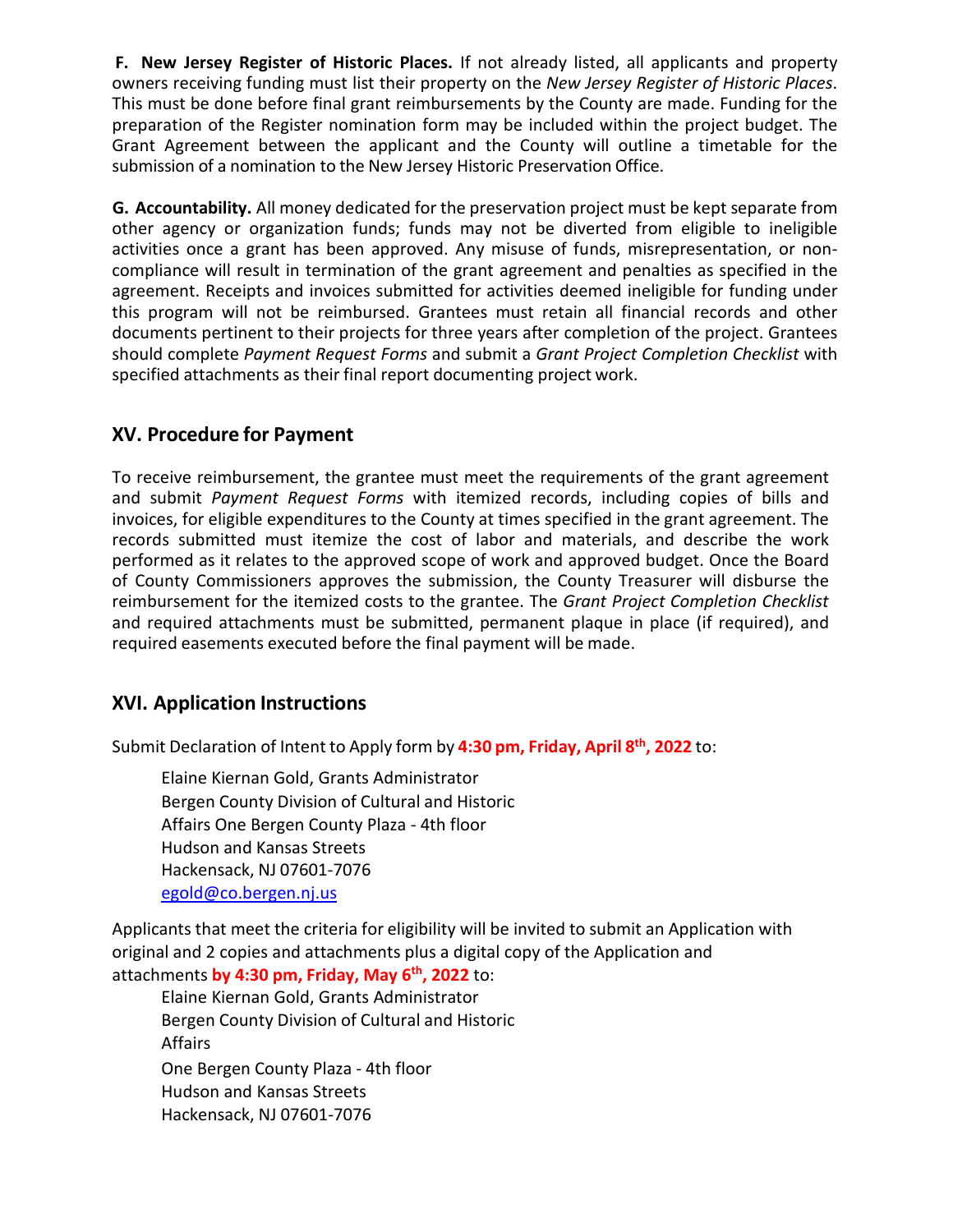**F. New Jersey Register of Historic Places.** If not already listed, all applicants and property owners receiving funding must list their property on the *New Jersey Register of Historic Places*. This must be done before final grant reimbursements by the County are made. Funding for the preparation of the Register nomination form may be included within the project budget. The Grant Agreement between the applicant and the County will outline a timetable for the submission of a nomination to the New Jersey Historic Preservation Office.

**G. Accountability.** All money dedicated for the preservation project must be kept separate from other agency or organization funds; funds may not be diverted from eligible to ineligible activities once a grant has been approved. Any misuse of funds, misrepresentation, or non-compliance will result in termination of the grant agreement and penalties as specified in the agreement. Receipts and invoices submitted for activities deemed ineligible for funding under this program will not be reimbursed. Grantees must retain all financial records and other documents pertinent to their projects for three years after completion of the project. Grantees should complete *Payment Request Forms* and submit a *Grant Project Completion Checklist* with specified attachments as their final report documenting project work.

## XV. Procedure for Payment

To receive reimbursement, the grantee must meet the requirements of the grant agreement and submit *Payment Request Forms* with itemized records, including copies of bills and invoices, for eligible expenditures to the County at times specified in the grant agreement. The records submitted must itemize the cost of labor and materials, and describe the work performed as it relates to the approved scope of work and approved budget. Once the Board of County Commissioners approves the submission, the County Treasurer will disburse the reimbursement for the itemized costs to the grantee. The *Grant Project Completion Checklist* and required attachments must be submitted, permanent plaque in place (if required), and required easements executed before the final payment will be made.

## XVI. Application Instructions

Submit Declaration of Intent to Apply form by **4:30 pm, Friday, April 8th, 2022** to:

Elaine Kiernan Gold, Grants Administrator
Bergen County Division of Cultural and Historic
Affairs One Bergen County Plaza - 4th floor
Hudson and Kansas Streets
Hackensack, NJ 07601-7076
egold@co.bergen.nj.us

Applicants that meet the criteria for eligibility will be invited to submit an Application with original and 2 copies and attachments plus a digital copy of the Application and attachments **by 4:30 pm, Friday, May 6th, 2022** to:

Elaine Kiernan Gold, Grants Administrator
Bergen County Division of Cultural and Historic
Affairs
One Bergen County Plaza - 4th floor
Hudson and Kansas Streets
Hackensack, NJ 07601-7076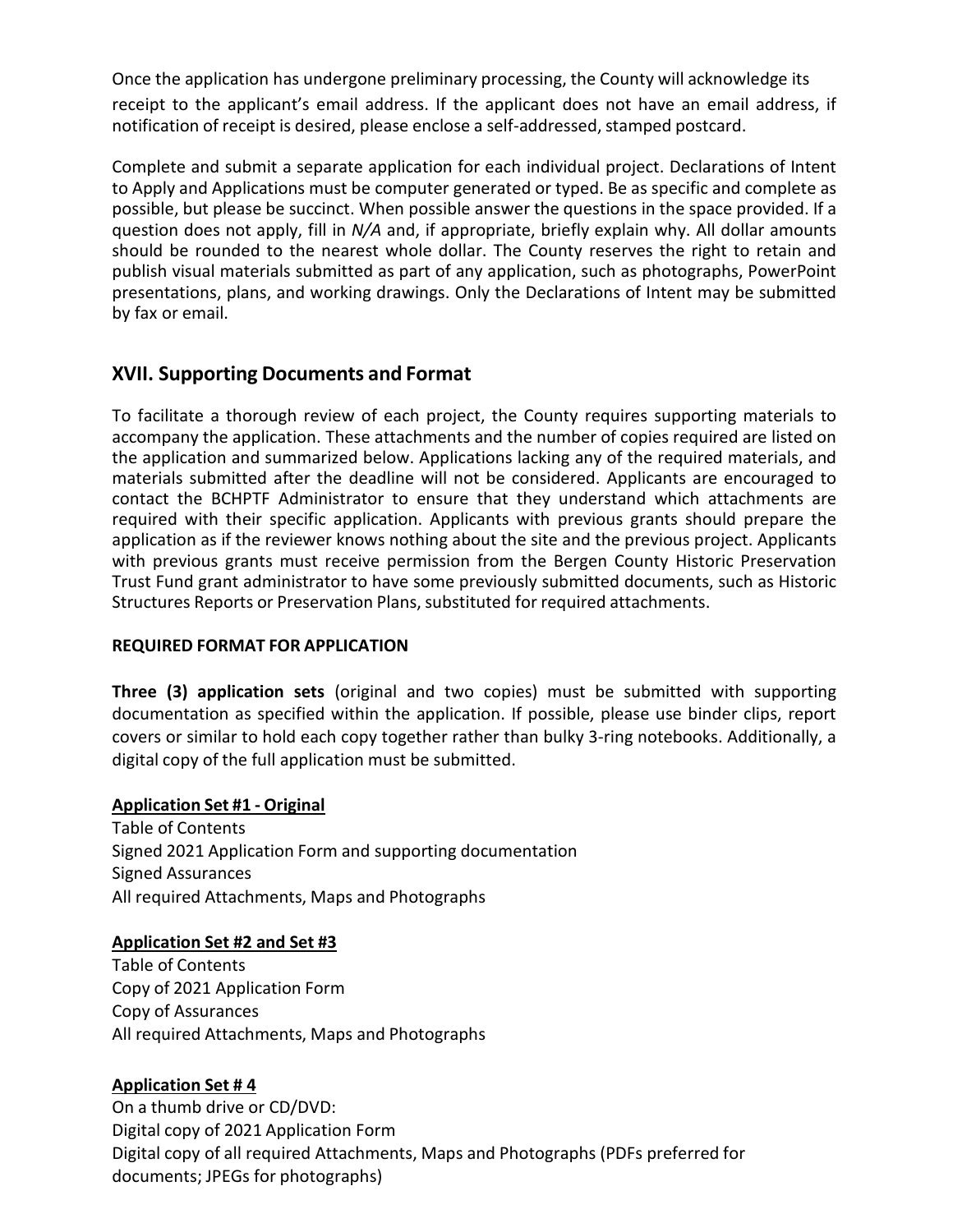Once the application has undergone preliminary processing, the County will acknowledge its receipt to the applicant's email address. If the applicant does not have an email address, if notification of receipt is desired, please enclose a self-addressed, stamped postcard.

Complete and submit a separate application for each individual project. Declarations of Intent to Apply and Applications must be computer generated or typed. Be as specific and complete as possible, but please be succinct. When possible answer the questions in the space provided. If a question does not apply, fill in *N/A* and, if appropriate, briefly explain why. All dollar amounts should be rounded to the nearest whole dollar. The County reserves the right to retain and publish visual materials submitted as part of any application, such as photographs, PowerPoint presentations, plans, and working drawings. Only the Declarations of Intent may be submitted by fax or email.

## XVII. Supporting Documents and Format

To facilitate a thorough review of each project, the County requires supporting materials to accompany the application. These attachments and the number of copies required are listed on the application and summarized below. Applications lacking any of the required materials, and materials submitted after the deadline will not be considered. Applicants are encouraged to contact the BCHPTF Administrator to ensure that they understand which attachments are required with their specific application. Applicants with previous grants should prepare the application as if the reviewer knows nothing about the site and the previous project. Applicants with previous grants must receive permission from the Bergen County Historic Preservation Trust Fund grant administrator to have some previously submitted documents, such as Historic Structures Reports or Preservation Plans, substituted for required attachments.

**REQUIRED FORMAT FOR APPLICATION**

**Three (3) application sets** (original and two copies) must be submitted with supporting documentation as specified within the application. If possible, please use binder clips, report covers or similar to hold each copy together rather than bulky 3-ring notebooks. Additionally, a digital copy of the full application must be submitted.

**Application Set #1 - Original**

Table of Contents
Signed 2021 Application Form and supporting documentation
Signed Assurances
All required Attachments, Maps and Photographs

**Application Set #2 and Set #3**

Table of Contents
Copy of 2021 Application Form
Copy of Assurances
All required Attachments, Maps and Photographs

**Application Set # 4**

On a thumb drive or CD/DVD:
Digital copy of 2021 Application Form
Digital copy of all required Attachments, Maps and Photographs (PDFs preferred for documents; JPEGs for photographs)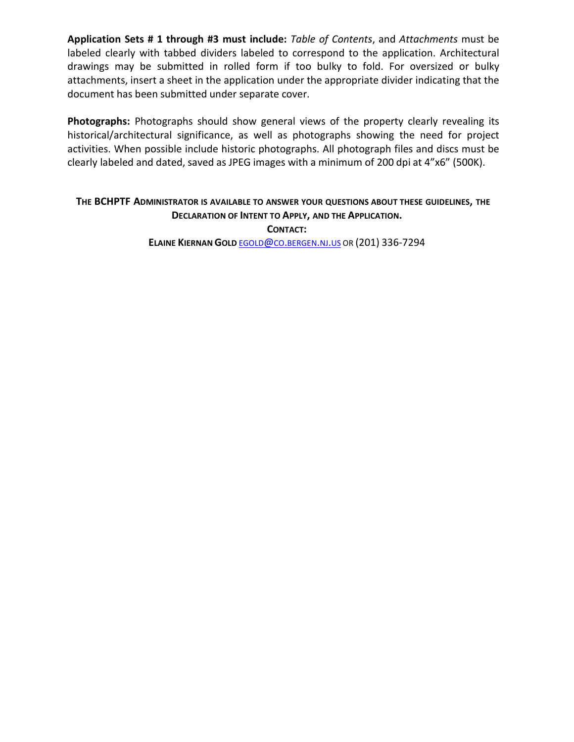**Application Sets # 1 through #3 must include:** *Table of Contents*, and *Attachments* must be labeled clearly with tabbed dividers labeled to correspond to the application. Architectural drawings may be submitted in rolled form if too bulky to fold. For oversized or bulky attachments, insert a sheet in the application under the appropriate divider indicating that the document has been submitted under separate cover.

**Photographs:** Photographs should show general views of the property clearly revealing its historical/architectural significance, as well as photographs showing the need for project activities. When possible include historic photographs. All photograph files and discs must be clearly labeled and dated, saved as JPEG images with a minimum of 200 dpi at 4"x6" (500K).

**THE BCHPTF ADMINISTRATOR IS AVAILABLE TO ANSWER YOUR QUESTIONS ABOUT THESE GUIDELINES, THE DECLARATION OF INTENT TO APPLY, AND THE APPLICATION.**

**CONTACT:**

**ELAINE KIERNAN GOLD** EGOLD@CO.BERGEN.NJ.US OR (201) 336-7294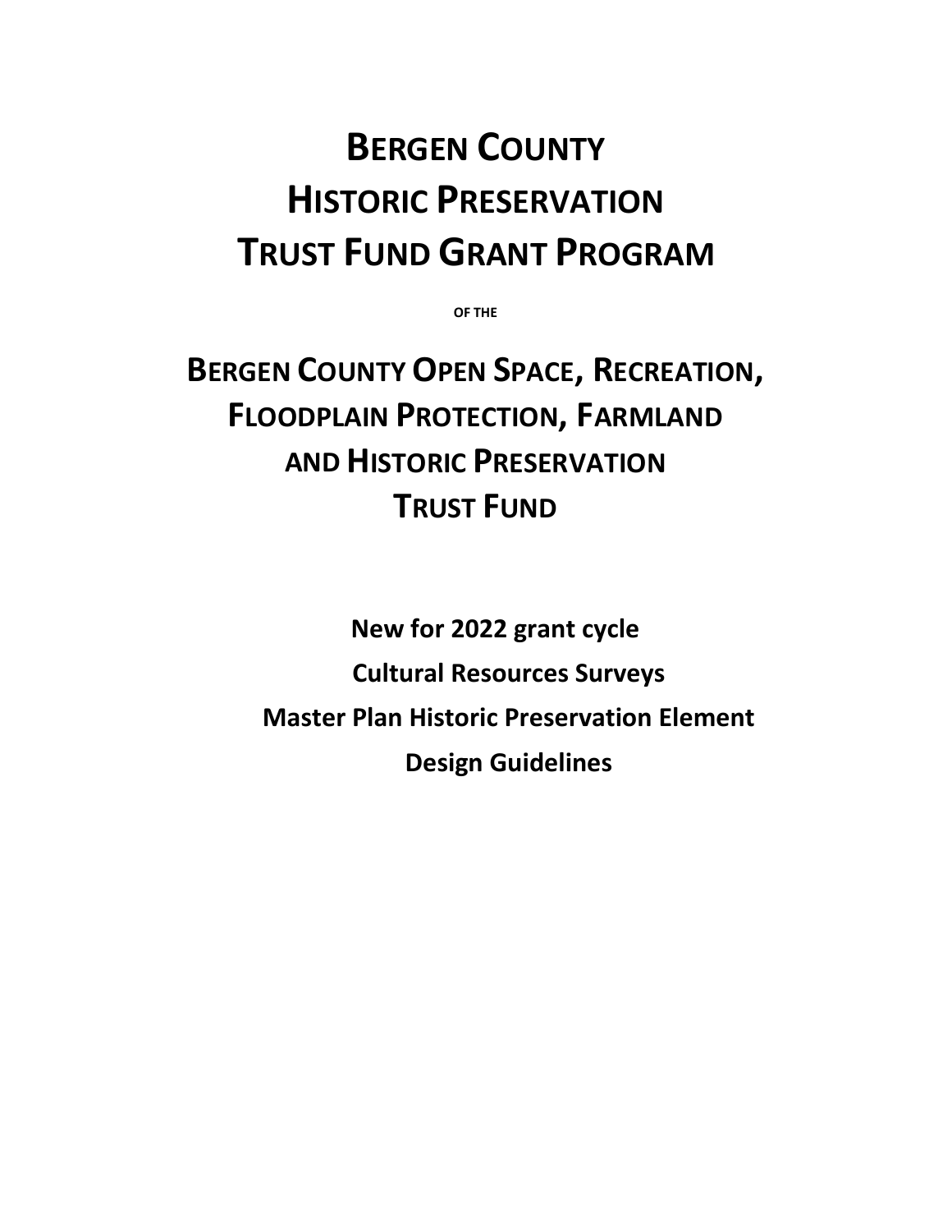# BERGEN COUNTY HISTORIC PRESERVATION TRUST FUND GRANT PROGRAM

OF THE

# BERGEN COUNTY OPEN SPACE, RECREATION, FLOODPLAIN PROTECTION, FARMLAND AND HISTORIC PRESERVATION TRUST FUND

**New for 2022 grant cycle**

**Cultural Resources Surveys**

**Master Plan Historic Preservation Element**

**Design Guidelines**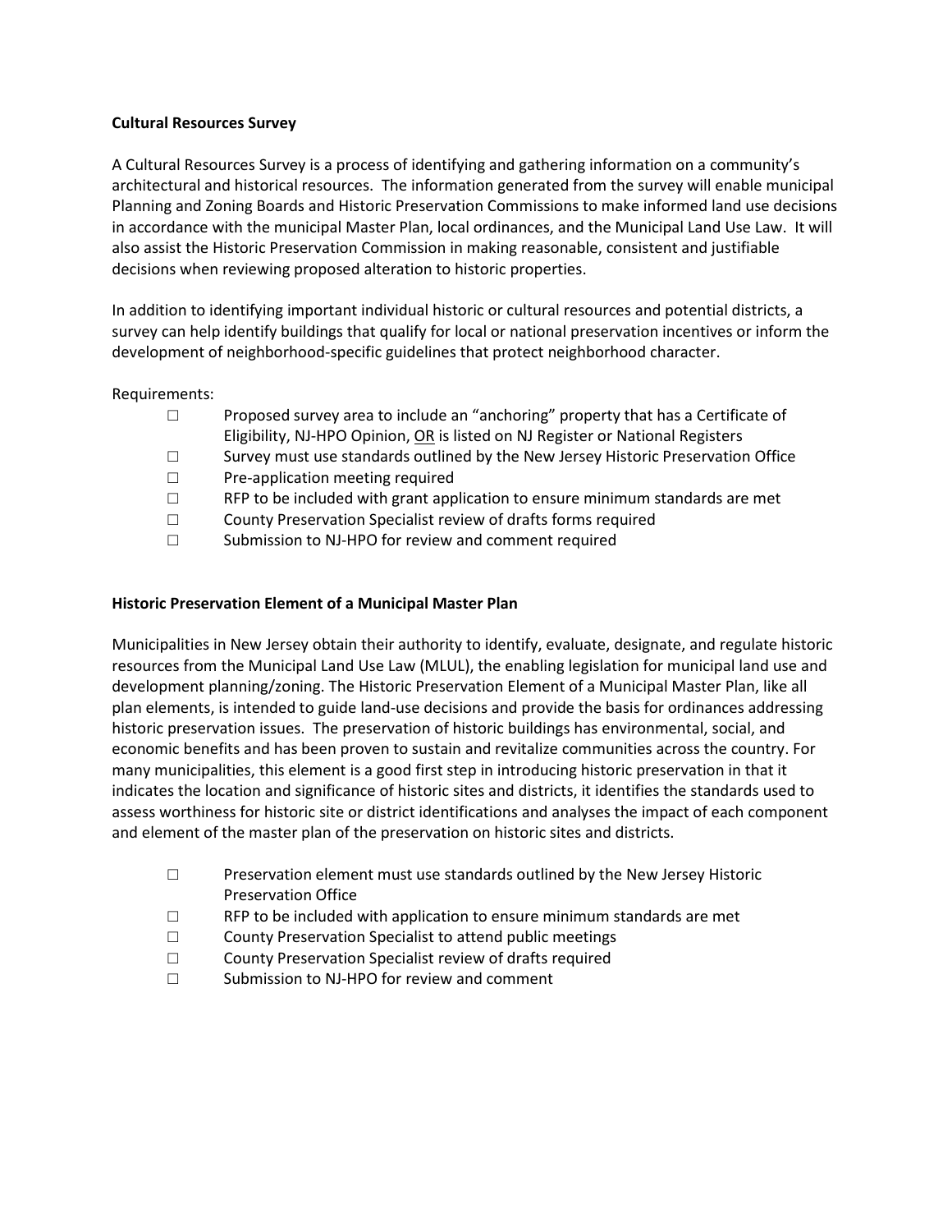**Cultural Resources Survey**

A Cultural Resources Survey is a process of identifying and gathering information on a community's architectural and historical resources. The information generated from the survey will enable municipal Planning and Zoning Boards and Historic Preservation Commissions to make informed land use decisions in accordance with the municipal Master Plan, local ordinances, and the Municipal Land Use Law. It will also assist the Historic Preservation Commission in making reasonable, consistent and justifiable decisions when reviewing proposed alteration to historic properties.

In addition to identifying important individual historic or cultural resources and potential districts, a survey can help identify buildings that qualify for local or national preservation incentives or inform the development of neighborhood-specific guidelines that protect neighborhood character.

Requirements:

- ☐ Proposed survey area to include an "anchoring" property that has a Certificate of Eligibility, NJ-HPO Opinion, <u>OR</u> is listed on NJ Register or National Registers
- ☐ Survey must use standards outlined by the New Jersey Historic Preservation Office
- ☐ Pre-application meeting required
- ☐ RFP to be included with grant application to ensure minimum standards are met
- ☐ County Preservation Specialist review of drafts forms required
- ☐ Submission to NJ-HPO for review and comment required

**Historic Preservation Element of a Municipal Master Plan**

Municipalities in New Jersey obtain their authority to identify, evaluate, designate, and regulate historic resources from the Municipal Land Use Law (MLUL), the enabling legislation for municipal land use and development planning/zoning. The Historic Preservation Element of a Municipal Master Plan, like all plan elements, is intended to guide land-use decisions and provide the basis for ordinances addressing historic preservation issues. The preservation of historic buildings has environmental, social, and economic benefits and has been proven to sustain and revitalize communities across the country. For many municipalities, this element is a good first step in introducing historic preservation in that it indicates the location and significance of historic sites and districts, it identifies the standards used to assess worthiness for historic site or district identifications and analyses the impact of each component and element of the master plan of the preservation on historic sites and districts.

- ☐ Preservation element must use standards outlined by the New Jersey Historic Preservation Office
- ☐ RFP to be included with application to ensure minimum standards are met
- ☐ County Preservation Specialist to attend public meetings
- ☐ County Preservation Specialist review of drafts required
- ☐ Submission to NJ-HPO for review and comment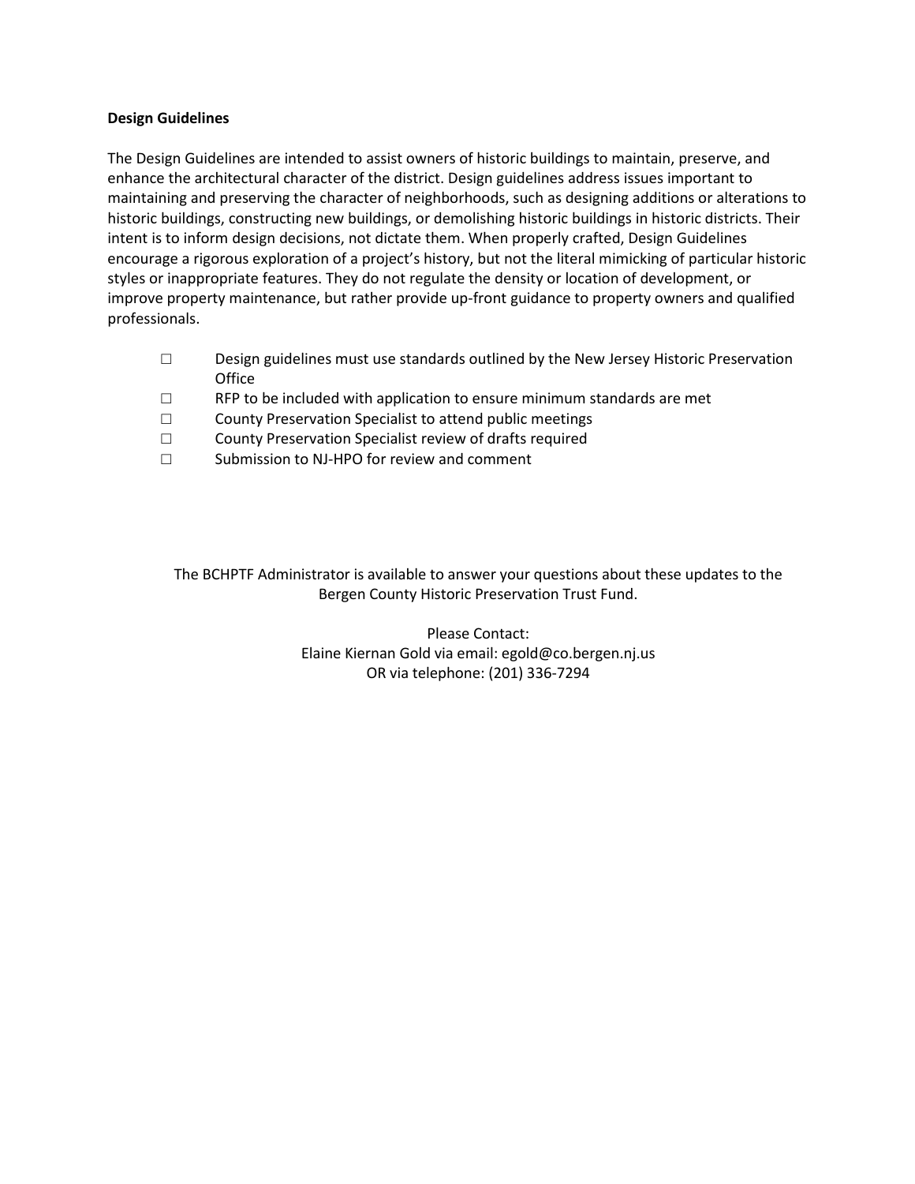**Design Guidelines**

The Design Guidelines are intended to assist owners of historic buildings to maintain, preserve, and enhance the architectural character of the district. Design guidelines address issues important to maintaining and preserving the character of neighborhoods, such as designing additions or alterations to historic buildings, constructing new buildings, or demolishing historic buildings in historic districts. Their intent is to inform design decisions, not dictate them. When properly crafted, Design Guidelines encourage a rigorous exploration of a project's history, but not the literal mimicking of particular historic styles or inappropriate features. They do not regulate the density or location of development, or improve property maintenance, but rather provide up-front guidance to property owners and qualified professionals.

- ☐ Design guidelines must use standards outlined by the New Jersey Historic Preservation Office
- ☐ RFP to be included with application to ensure minimum standards are met
- ☐ County Preservation Specialist to attend public meetings
- ☐ County Preservation Specialist review of drafts required
- ☐ Submission to NJ-HPO for review and comment

The BCHPTF Administrator is available to answer your questions about these updates to the Bergen County Historic Preservation Trust Fund.

Please Contact:
Elaine Kiernan Gold via email: egold@co.bergen.nj.us
OR via telephone: (201) 336-7294